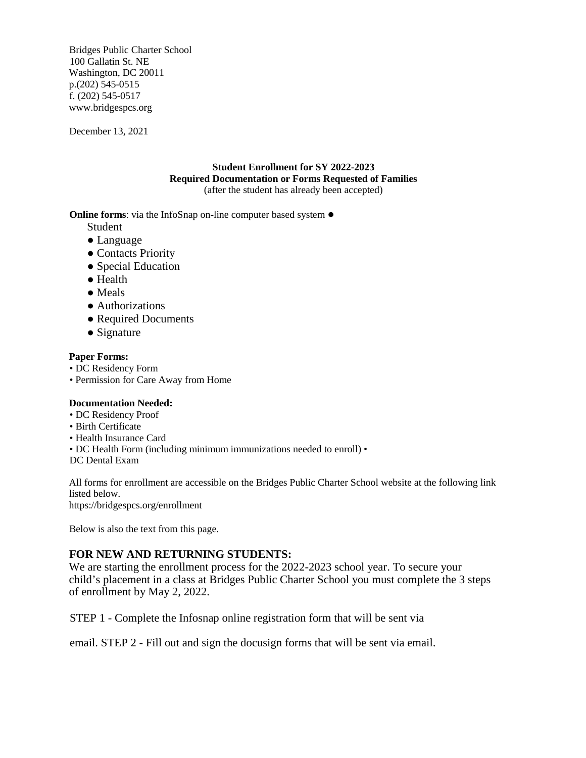Bridges Public Charter School
100 Gallatin St. NE
Washington, DC 20011
p.(202) 545-0515
f. (202) 545-0517
www.bridgespcs.org

December 13, 2021

**Student Enrollment for SY 2022-2023**
**Required Documentation or Forms Requested of Families**
(after the student has already been accepted)

**Online forms**: via the InfoSnap on-line computer based system

- Student
- Language
- Contacts Priority
- Special Education
- Health
- Meals
- Authorizations
- Required Documents
- Signature

**Paper Forms:**

- DC Residency Form
- Permission for Care Away from Home

**Documentation Needed:**

- DC Residency Proof
- Birth Certificate
- Health Insurance Card
- DC Health Form (including minimum immunizations needed to enroll)
- DC Dental Exam

All forms for enrollment are accessible on the Bridges Public Charter School website at the following link listed below.
https://bridgespcs.org/enrollment

Below is also the text from this page.

## FOR NEW AND RETURNING STUDENTS:

We are starting the enrollment process for the 2022-2023 school year. To secure your child's placement in a class at Bridges Public Charter School you must complete the 3 steps of enrollment by May 2, 2022.

STEP 1 - Complete the Infosnap online registration form that will be sent via email.

STEP 2 - Fill out and sign the docusign forms that will be sent via email.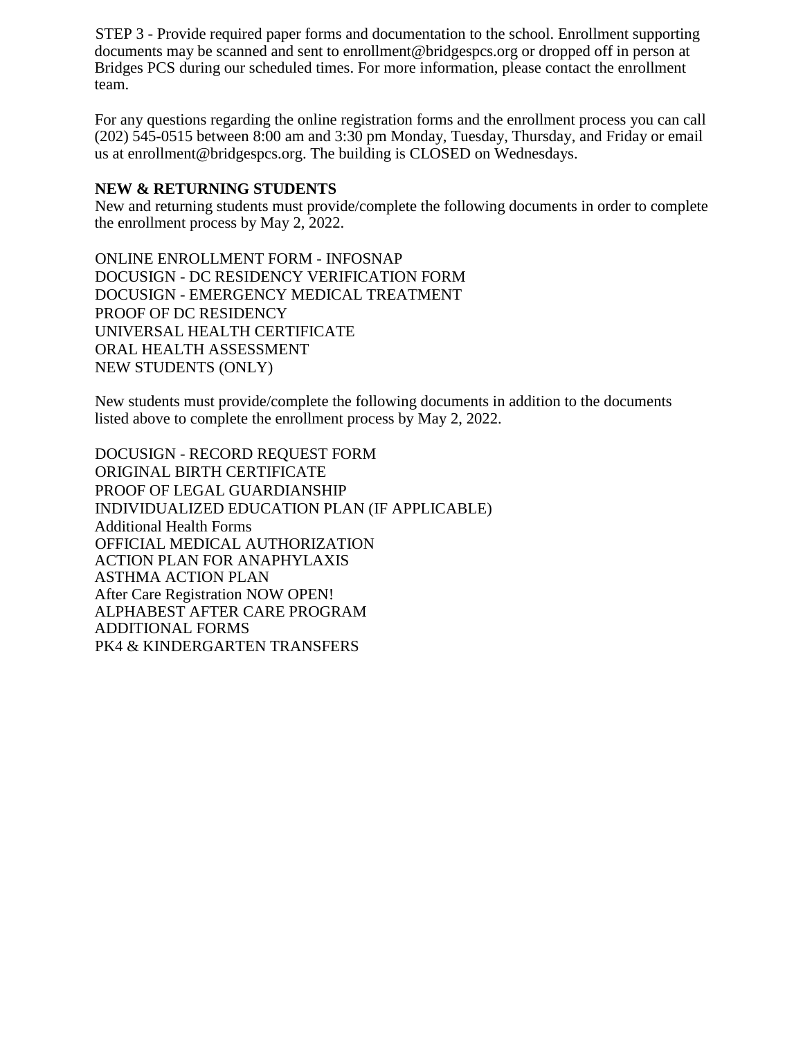STEP 3 - Provide required paper forms and documentation to the school. Enrollment supporting documents may be scanned and sent to enrollment@bridgespcs.org or dropped off in person at Bridges PCS during our scheduled times. For more information, please contact the enrollment team.

For any questions regarding the online registration forms and the enrollment process you can call (202) 545-0515 between 8:00 am and 3:30 pm Monday, Tuesday, Thursday, and Friday or email us at enrollment@bridgespcs.org. The building is CLOSED on Wednesdays.

**NEW & RETURNING STUDENTS**

New and returning students must provide/complete the following documents in order to complete the enrollment process by May 2, 2022.

ONLINE ENROLLMENT FORM - INFOSNAP
DOCUSIGN - DC RESIDENCY VERIFICATION FORM
DOCUSIGN - EMERGENCY MEDICAL TREATMENT
PROOF OF DC RESIDENCY
UNIVERSAL HEALTH CERTIFICATE
ORAL HEALTH ASSESSMENT
NEW STUDENTS (ONLY)

New students must provide/complete the following documents in addition to the documents listed above to complete the enrollment process by May 2, 2022.

DOCUSIGN - RECORD REQUEST FORM
ORIGINAL BIRTH CERTIFICATE
PROOF OF LEGAL GUARDIANSHIP
INDIVIDUALIZED EDUCATION PLAN (IF APPLICABLE)
Additional Health Forms
OFFICIAL MEDICAL AUTHORIZATION
ACTION PLAN FOR ANAPHYLAXIS
ASTHMA ACTION PLAN
After Care Registration NOW OPEN!
ALPHABEST AFTER CARE PROGRAM
ADDITIONAL FORMS
PK4 & KINDERGARTEN TRANSFERS